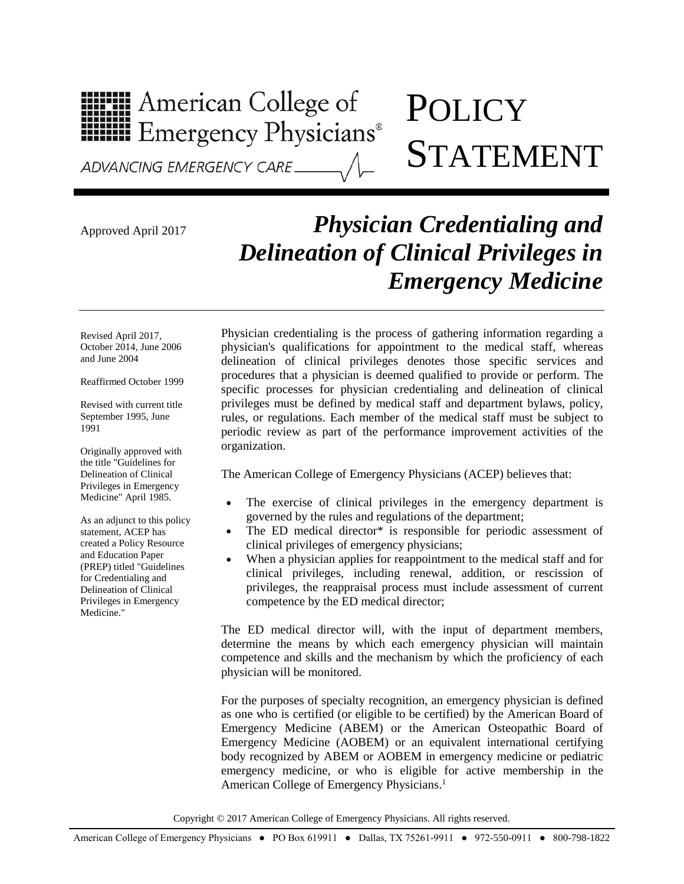American College of Emergency Physicians®

ADVANCING EMERGENCY CARE

# POLICY STATEMENT

Approved April 2017

## *Physician Credentialing and Delineation of Clinical Privileges in Emergency Medicine*

Revised April 2017, October 2014, June 2006 and June 2004

Reaffirmed October 1999

Revised with current title September 1995, June 1991

Originally approved with the title "Guidelines for Delineation of Clinical Privileges in Emergency Medicine" April 1985.

As an adjunct to this policy statement, ACEP has created a Policy Resource and Education Paper (PREP) titled "Guidelines for Credentialing and Delineation of Clinical Privileges in Emergency Medicine."

Physician credentialing is the process of gathering information regarding a physician's qualifications for appointment to the medical staff, whereas delineation of clinical privileges denotes those specific services and procedures that a physician is deemed qualified to provide or perform. The specific processes for physician credentialing and delineation of clinical privileges must be defined by medical staff and department bylaws, policy, rules, or regulations. Each member of the medical staff must be subject to periodic review as part of the performance improvement activities of the organization.

The American College of Emergency Physicians (ACEP) believes that:

- The exercise of clinical privileges in the emergency department is governed by the rules and regulations of the department;
- The ED medical director* is responsible for periodic assessment of clinical privileges of emergency physicians;
- When a physician applies for reappointment to the medical staff and for clinical privileges, including renewal, addition, or rescission of privileges, the reappraisal process must include assessment of current competence by the ED medical director;

The ED medical director will, with the input of department members, determine the means by which each emergency physician will maintain competence and skills and the mechanism by which the proficiency of each physician will be monitored.

For the purposes of specialty recognition, an emergency physician is defined as one who is certified (or eligible to be certified) by the American Board of Emergency Medicine (ABEM) or the American Osteopathic Board of Emergency Medicine (AOBEM) or an equivalent international certifying body recognized by ABEM or AOBEM in emergency medicine or pediatric emergency medicine, or who is eligible for active membership in the American College of Emergency Physicians.[1]

Copyright © 2017 American College of Emergency Physicians. All rights reserved.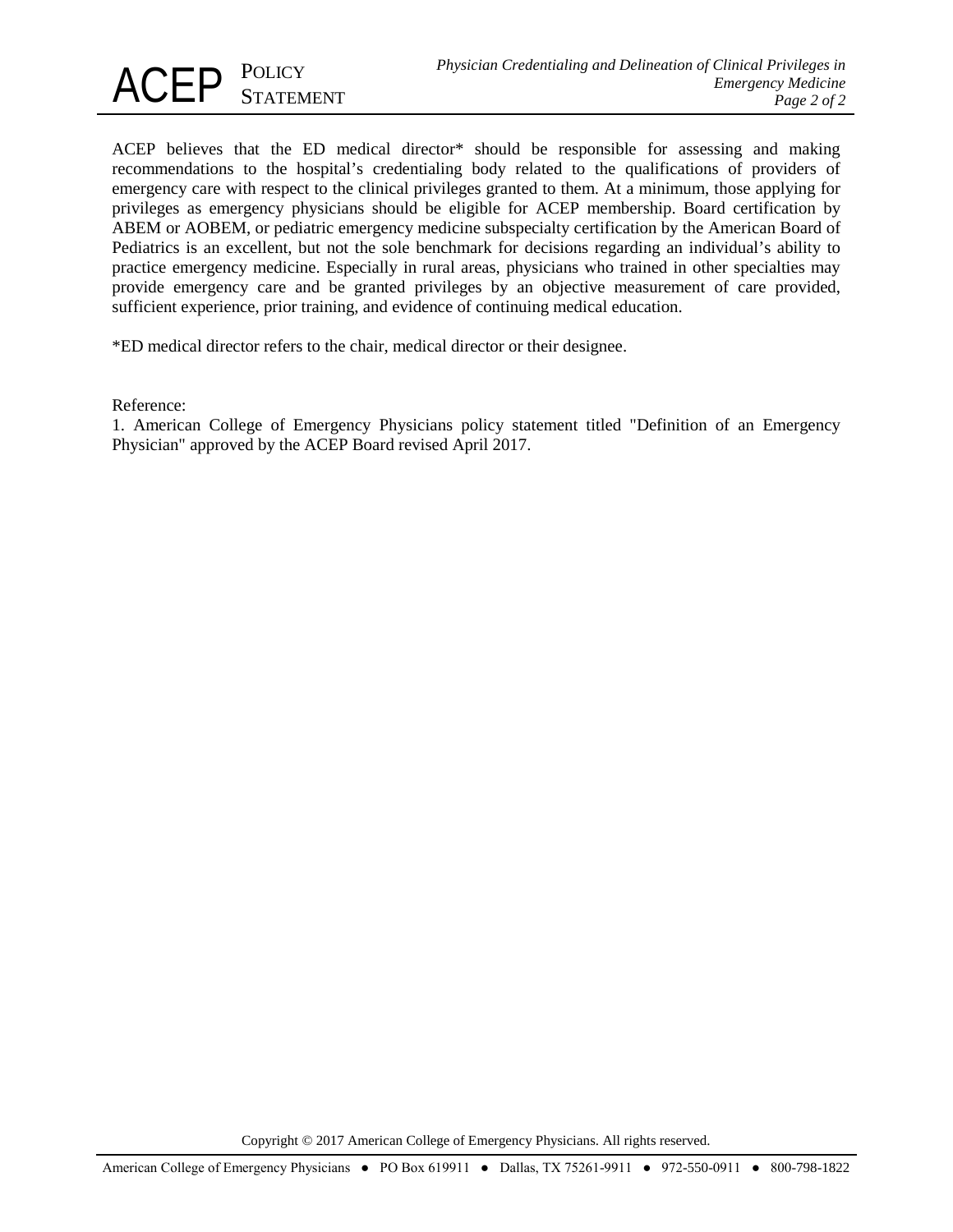ACEP believes that the ED medical director* should be responsible for assessing and making recommendations to the hospital's credentialing body related to the qualifications of providers of emergency care with respect to the clinical privileges granted to them. At a minimum, those applying for privileges as emergency physicians should be eligible for ACEP membership. Board certification by ABEM or AOBEM, or pediatric emergency medicine subspecialty certification by the American Board of Pediatrics is an excellent, but not the sole benchmark for decisions regarding an individual's ability to practice emergency medicine. Especially in rural areas, physicians who trained in other specialties may provide emergency care and be granted privileges by an objective measurement of care provided, sufficient experience, prior training, and evidence of continuing medical education.

*ED medical director refers to the chair, medical director or their designee.

Reference:

1. American College of Emergency Physicians policy statement titled "Definition of an Emergency Physician" approved by the ACEP Board revised April 2017.

Copyright © 2017 American College of Emergency Physicians. All rights reserved.